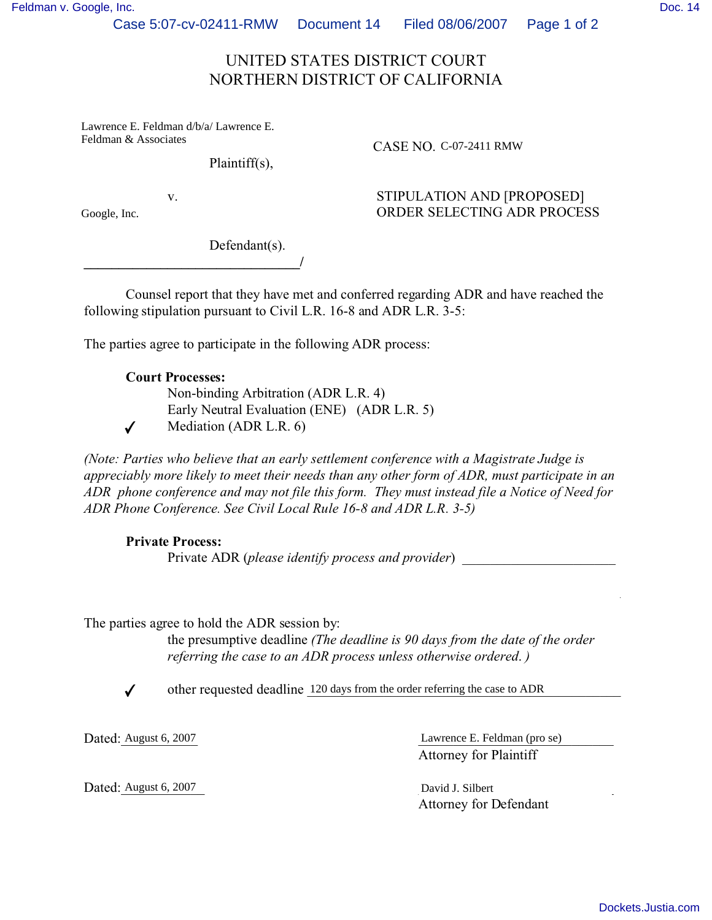UNITED STATES DISTRICT COURT
NORTHERN DISTRICT OF CALIFORNIA

Lawrence E. Feldman d/b/a/ Lawrence E. Feldman & Associates

Plaintiff(s),

v.

Google, Inc.

Defendant(s).

CASE NO. C-07-2411 RMW

STIPULATION AND [PROPOSED] ORDER SELECTING ADR PROCESS

Counsel report that they have met and conferred regarding ADR and have reached the following stipulation pursuant to Civil L.R. 16-8 and ADR L.R. 3-5:

The parties agree to participate in the following ADR process:

**Court Processes:**

- Non-binding Arbitration (ADR L.R. 4)
- Early Neutral Evaluation (ENE) (ADR L.R. 5)
- ✓ Mediation (ADR L.R. 6)

*(Note: Parties who believe that an early settlement conference with a Magistrate Judge is appreciably more likely to meet their needs than any other form of ADR, must participate in an ADR phone conference and may not file this form. They must instead file a Notice of Need for ADR Phone Conference. See Civil Local Rule 16-8 and ADR L.R. 3-5)*

**Private Process:**

- Private ADR (*please identify process and provider*) ______________________

The parties agree to hold the ADR session by:

- the presumptive deadline *(The deadline is 90 days from the date of the order referring the case to an ADR process unless otherwise ordered. )*
- ✓ other requested deadline 120 days from the order referring the case to ADR

Dated: August 6, 2007

Lawrence E. Feldman (pro se)
Attorney for Plaintiff

Dated: August 6, 2007

David J. Silbert
Attorney for Defendant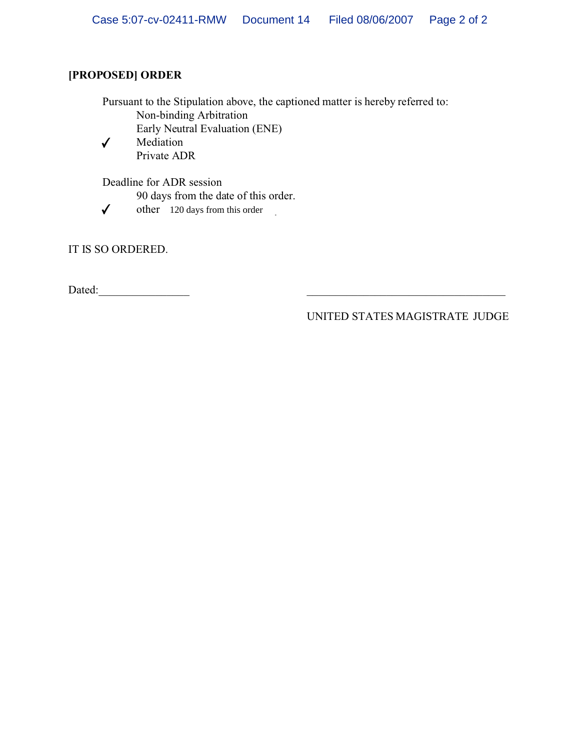**[PROPOSED] ORDER**

Pursuant to the Stipulation above, the captioned matter is hereby referred to:

- Non-binding Arbitration
- Early Neutral Evaluation (ENE)
- ✓ Mediation
- Private ADR

Deadline for ADR session

- 90 days from the date of this order.
- ✓ other 120 days from this order

IT IS SO ORDERED.

Dated:________________

___________________________________

UNITED STATES MAGISTRATE JUDGE